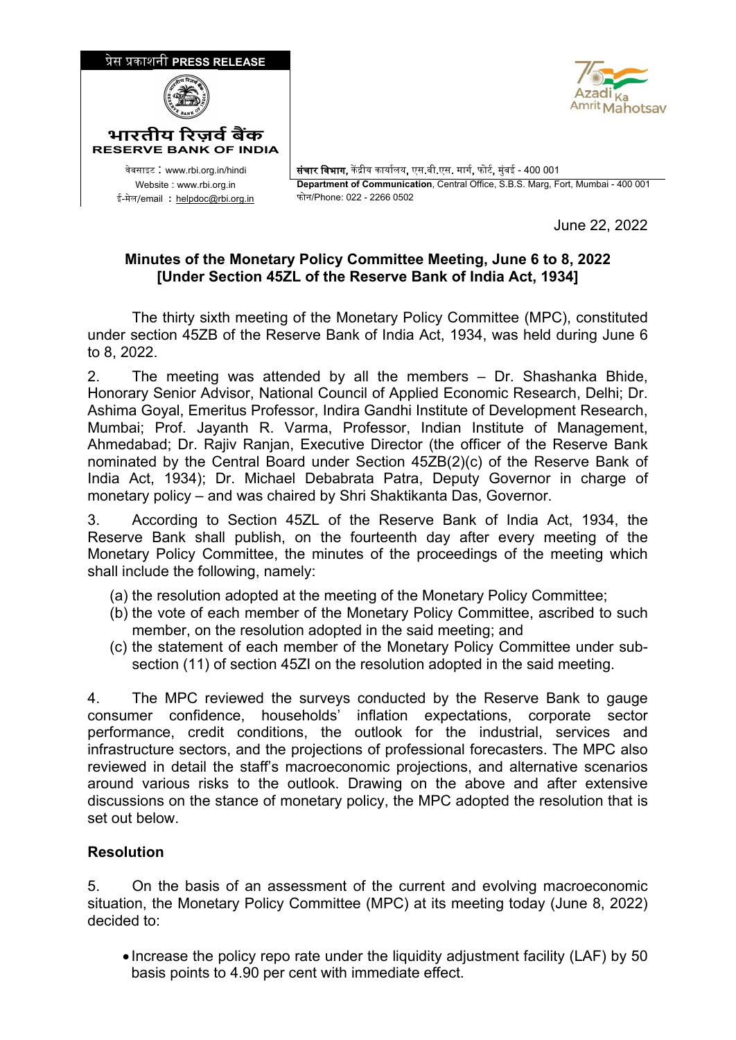प्रेस प्रकाशनी PRESS RELEASE

भारतीय रिज़र्व बैंक
RESERVE BANK OF INDIA

वेबसाइट : www.rbi.org.in/hindi
Website : www.rbi.org.in
ई-मेल/email : helpdoc@rbi.org.in

संचार विभाग, केंद्रीय कार्यालय, एस.बी.एस. मार्ग, फोर्ट, मुंबई - 400 001
Department of Communication, Central Office, S.B.S. Marg, Fort, Mumbai - 400 001
फोन/Phone: 022 - 2266 0502

June 22, 2022

## Minutes of the Monetary Policy Committee Meeting, June 6 to 8, 2022 [Under Section 45ZL of the Reserve Bank of India Act, 1934]

The thirty sixth meeting of the Monetary Policy Committee (MPC), constituted under section 45ZB of the Reserve Bank of India Act, 1934, was held during June 6 to 8, 2022.

2. The meeting was attended by all the members – Dr. Shashanka Bhide, Honorary Senior Advisor, National Council of Applied Economic Research, Delhi; Dr. Ashima Goyal, Emeritus Professor, Indira Gandhi Institute of Development Research, Mumbai; Prof. Jayanth R. Varma, Professor, Indian Institute of Management, Ahmedabad; Dr. Rajiv Ranjan, Executive Director (the officer of the Reserve Bank nominated by the Central Board under Section 45ZB(2)(c) of the Reserve Bank of India Act, 1934); Dr. Michael Debabrata Patra, Deputy Governor in charge of monetary policy – and was chaired by Shri Shaktikanta Das, Governor.

3. According to Section 45ZL of the Reserve Bank of India Act, 1934, the Reserve Bank shall publish, on the fourteenth day after every meeting of the Monetary Policy Committee, the minutes of the proceedings of the meeting which shall include the following, namely:

(a) the resolution adopted at the meeting of the Monetary Policy Committee;
(b) the vote of each member of the Monetary Policy Committee, ascribed to such member, on the resolution adopted in the said meeting; and
(c) the statement of each member of the Monetary Policy Committee under sub-section (11) of section 45ZI on the resolution adopted in the said meeting.

4. The MPC reviewed the surveys conducted by the Reserve Bank to gauge consumer confidence, households' inflation expectations, corporate sector performance, credit conditions, the outlook for the industrial, services and infrastructure sectors, and the projections of professional forecasters. The MPC also reviewed in detail the staff's macroeconomic projections, and alternative scenarios around various risks to the outlook. Drawing on the above and after extensive discussions on the stance of monetary policy, the MPC adopted the resolution that is set out below.

### Resolution

5. On the basis of an assessment of the current and evolving macroeconomic situation, the Monetary Policy Committee (MPC) at its meeting today (June 8, 2022) decided to:

- Increase the policy repo rate under the liquidity adjustment facility (LAF) by 50 basis points to 4.90 per cent with immediate effect.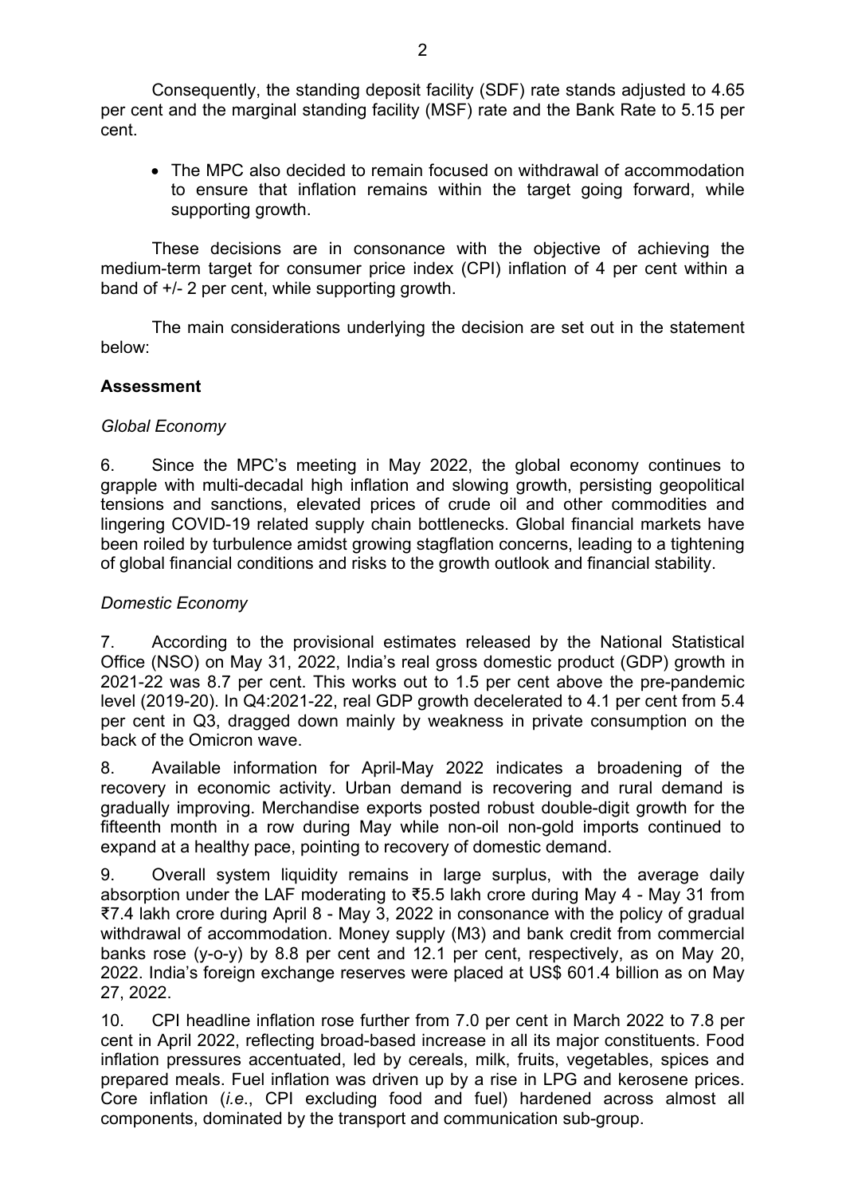Consequently, the standing deposit facility (SDF) rate stands adjusted to 4.65 per cent and the marginal standing facility (MSF) rate and the Bank Rate to 5.15 per cent.

- The MPC also decided to remain focused on withdrawal of accommodation to ensure that inflation remains within the target going forward, while supporting growth.

These decisions are in consonance with the objective of achieving the medium-term target for consumer price index (CPI) inflation of 4 per cent within a band of +/- 2 per cent, while supporting growth.

The main considerations underlying the decision are set out in the statement below:

**Assessment**

*Global Economy*

6. Since the MPC's meeting in May 2022, the global economy continues to grapple with multi-decadal high inflation and slowing growth, persisting geopolitical tensions and sanctions, elevated prices of crude oil and other commodities and lingering COVID-19 related supply chain bottlenecks. Global financial markets have been roiled by turbulence amidst growing stagflation concerns, leading to a tightening of global financial conditions and risks to the growth outlook and financial stability.

*Domestic Economy*

7. According to the provisional estimates released by the National Statistical Office (NSO) on May 31, 2022, India's real gross domestic product (GDP) growth in 2021-22 was 8.7 per cent. This works out to 1.5 per cent above the pre-pandemic level (2019-20). In Q4:2021-22, real GDP growth decelerated to 4.1 per cent from 5.4 per cent in Q3, dragged down mainly by weakness in private consumption on the back of the Omicron wave.

8. Available information for April-May 2022 indicates a broadening of the recovery in economic activity. Urban demand is recovering and rural demand is gradually improving. Merchandise exports posted robust double-digit growth for the fifteenth month in a row during May while non-oil non-gold imports continued to expand at a healthy pace, pointing to recovery of domestic demand.

9. Overall system liquidity remains in large surplus, with the average daily absorption under the LAF moderating to ₹5.5 lakh crore during May 4 - May 31 from ₹7.4 lakh crore during April 8 - May 3, 2022 in consonance with the policy of gradual withdrawal of accommodation. Money supply (M3) and bank credit from commercial banks rose (y-o-y) by 8.8 per cent and 12.1 per cent, respectively, as on May 20, 2022. India's foreign exchange reserves were placed at US$ 601.4 billion as on May 27, 2022.

10. CPI headline inflation rose further from 7.0 per cent in March 2022 to 7.8 per cent in April 2022, reflecting broad-based increase in all its major constituents. Food inflation pressures accentuated, led by cereals, milk, fruits, vegetables, spices and prepared meals. Fuel inflation was driven up by a rise in LPG and kerosene prices. Core inflation (*i.e.*, CPI excluding food and fuel) hardened across almost all components, dominated by the transport and communication sub-group.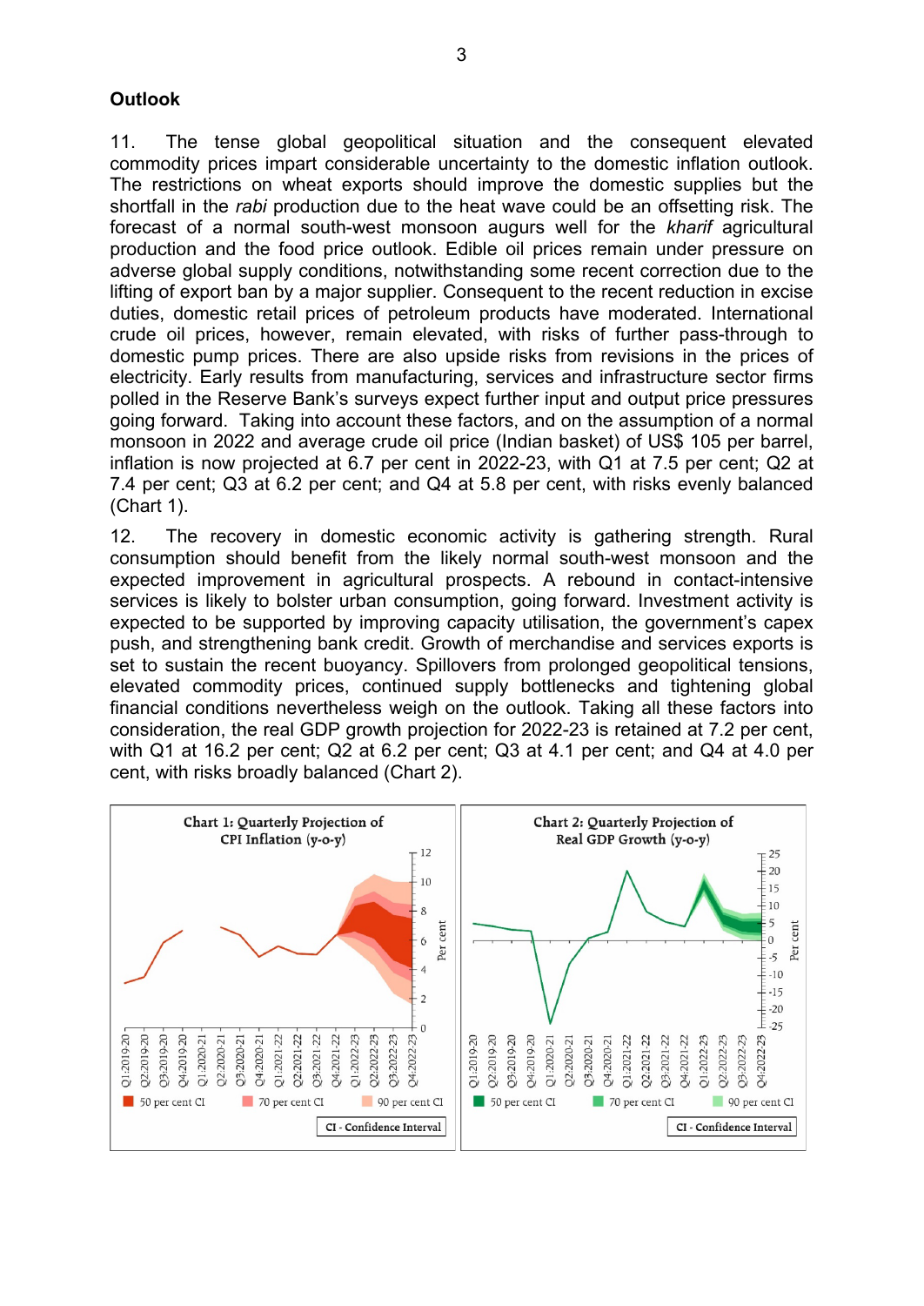## Outlook

11. The tense global geopolitical situation and the consequent elevated commodity prices impart considerable uncertainty to the domestic inflation outlook. The restrictions on wheat exports should improve the domestic supplies but the shortfall in the *rabi* production due to the heat wave could be an offsetting risk. The forecast of a normal south-west monsoon augurs well for the *kharif* agricultural production and the food price outlook. Edible oil prices remain under pressure on adverse global supply conditions, notwithstanding some recent correction due to the lifting of export ban by a major supplier. Consequent to the recent reduction in excise duties, domestic retail prices of petroleum products have moderated. International crude oil prices, however, remain elevated, with risks of further pass-through to domestic pump prices. There are also upside risks from revisions in the prices of electricity. Early results from manufacturing, services and infrastructure sector firms polled in the Reserve Bank's surveys expect further input and output price pressures going forward. Taking into account these factors, and on the assumption of a normal monsoon in 2022 and average crude oil price (Indian basket) of US$ 105 per barrel, inflation is now projected at 6.7 per cent in 2022-23, with Q1 at 7.5 per cent; Q2 at 7.4 per cent; Q3 at 6.2 per cent; and Q4 at 5.8 per cent, with risks evenly balanced (Chart 1).

12. The recovery in domestic economic activity is gathering strength. Rural consumption should benefit from the likely normal south-west monsoon and the expected improvement in agricultural prospects. A rebound in contact-intensive services is likely to bolster urban consumption, going forward. Investment activity is expected to be supported by improving capacity utilisation, the government's capex push, and strengthening bank credit. Growth of merchandise and services exports is set to sustain the recent buoyancy. Spillovers from prolonged geopolitical tensions, elevated commodity prices, continued supply bottlenecks and tightening global financial conditions nevertheless weigh on the outlook. Taking all these factors into consideration, the real GDP growth projection for 2022-23 is retained at 7.2 per cent, with Q1 at 16.2 per cent; Q2 at 6.2 per cent; Q3 at 4.1 per cent; and Q4 at 4.0 per cent, with risks broadly balanced (Chart 2).

Chart 1: Quarterly Projection of CPI Inflation (y-o-y)

Per cent
0
2
4
6
8
10
12

Q1:2019-20 Q2:2019-20 Q3:2019-20 Q4:2019-20 Q1:2020-21 Q2:2020-21 Q3:2020-21 Q4:2020-21 Q1:2021-22 Q2:2021-22 Q3:2021-22 Q4:2021-22 Q1:2022-23 Q2:2022-23 Q3:2022-23 Q4:2022-23

50 per cent CI
70 per cent CI
90 per cent CI
CI - Confidence Interval

Chart 2: Quarterly Projection of Real GDP Growth (y-o-y)

Per cent
25
20
15
10
5
0
-5
-10
-15
-20
-25

Q1:2019-20 Q2:2019-20 Q3:2019-20 Q4:2019-20 Q1:2020-21 Q2:2020-21 Q3:2020-21 Q4:2020-21 Q1:2021-22 Q2:2021-22 Q3:2021-22 Q4:2021-22 Q1:2022-23 Q2:2022-23 Q3:2022-23 Q4:2022-23

50 per cent CI
70 per cent CI
90 per cent CI
CI - Confidence Interval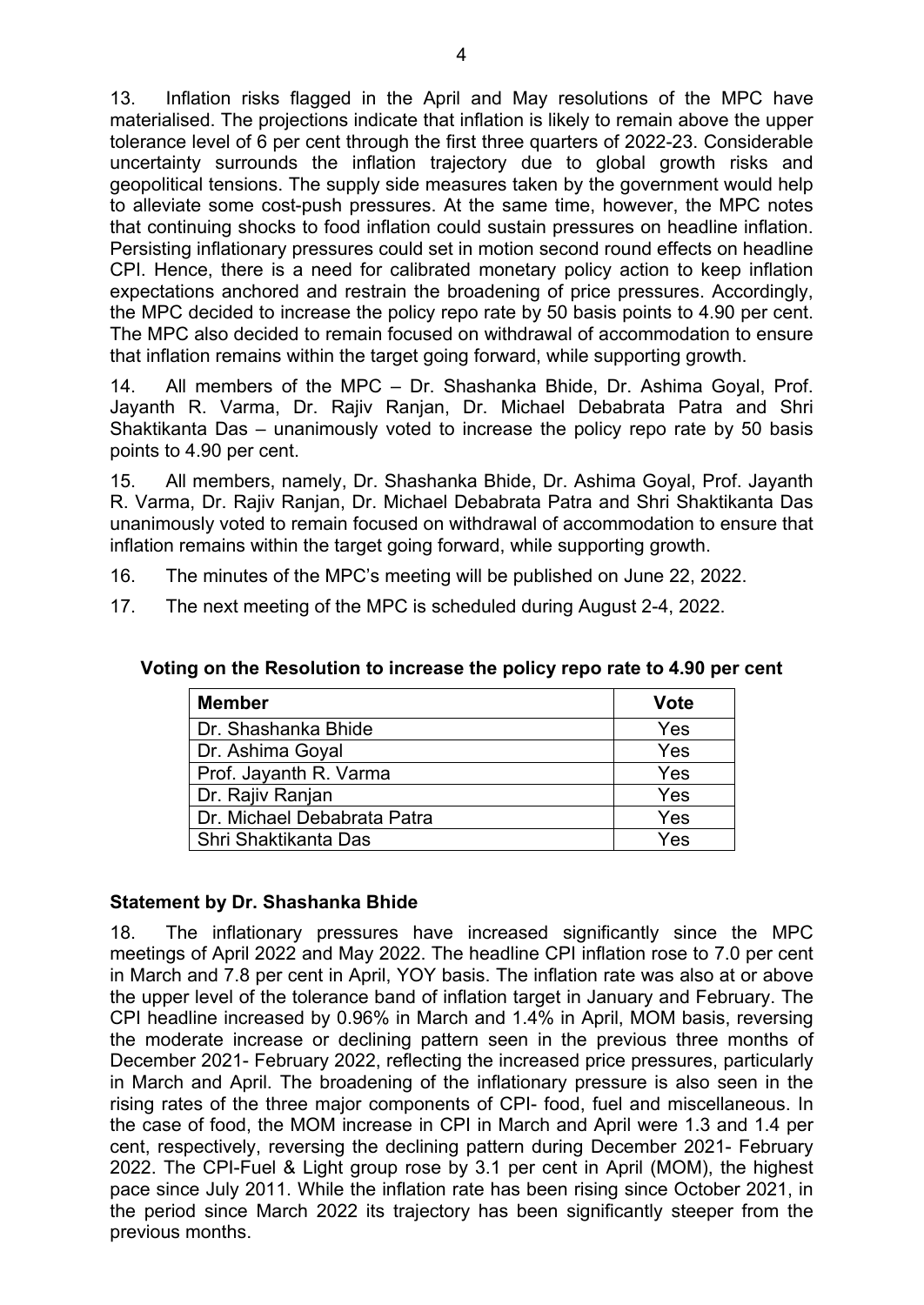13. Inflation risks flagged in the April and May resolutions of the MPC have materialised. The projections indicate that inflation is likely to remain above the upper tolerance level of 6 per cent through the first three quarters of 2022-23. Considerable uncertainty surrounds the inflation trajectory due to global growth risks and geopolitical tensions. The supply side measures taken by the government would help to alleviate some cost-push pressures. At the same time, however, the MPC notes that continuing shocks to food inflation could sustain pressures on headline inflation. Persisting inflationary pressures could set in motion second round effects on headline CPI. Hence, there is a need for calibrated monetary policy action to keep inflation expectations anchored and restrain the broadening of price pressures. Accordingly, the MPC decided to increase the policy repo rate by 50 basis points to 4.90 per cent. The MPC also decided to remain focused on withdrawal of accommodation to ensure that inflation remains within the target going forward, while supporting growth.

14. All members of the MPC – Dr. Shashanka Bhide, Dr. Ashima Goyal, Prof. Jayanth R. Varma, Dr. Rajiv Ranjan, Dr. Michael Debabrata Patra and Shri Shaktikanta Das – unanimously voted to increase the policy repo rate by 50 basis points to 4.90 per cent.

15. All members, namely, Dr. Shashanka Bhide, Dr. Ashima Goyal, Prof. Jayanth R. Varma, Dr. Rajiv Ranjan, Dr. Michael Debabrata Patra and Shri Shaktikanta Das unanimously voted to remain focused on withdrawal of accommodation to ensure that inflation remains within the target going forward, while supporting growth.

16. The minutes of the MPC's meeting will be published on June 22, 2022.

17. The next meeting of the MPC is scheduled during August 2-4, 2022.

**Voting on the Resolution to increase the policy repo rate to 4.90 per cent**

| Member | Vote |
|---|---|
| Dr. Shashanka Bhide | Yes |
| Dr. Ashima Goyal | Yes |
| Prof. Jayanth R. Varma | Yes |
| Dr. Rajiv Ranjan | Yes |
| Dr. Michael Debabrata Patra | Yes |
| Shri Shaktikanta Das | Yes |

## Statement by Dr. Shashanka Bhide

18. The inflationary pressures have increased significantly since the MPC meetings of April 2022 and May 2022. The headline CPI inflation rose to 7.0 per cent in March and 7.8 per cent in April, YOY basis. The inflation rate was also at or above the upper level of the tolerance band of inflation target in January and February. The CPI headline increased by 0.96% in March and 1.4% in April, MOM basis, reversing the moderate increase or declining pattern seen in the previous three months of December 2021- February 2022, reflecting the increased price pressures, particularly in March and April. The broadening of the inflationary pressure is also seen in the rising rates of the three major components of CPI- food, fuel and miscellaneous. In the case of food, the MOM increase in CPI in March and April were 1.3 and 1.4 per cent, respectively, reversing the declining pattern during December 2021- February 2022. The CPI-Fuel & Light group rose by 3.1 per cent in April (MOM), the highest pace since July 2011. While the inflation rate has been rising since October 2021, in the period since March 2022 its trajectory has been significantly steeper from the previous months.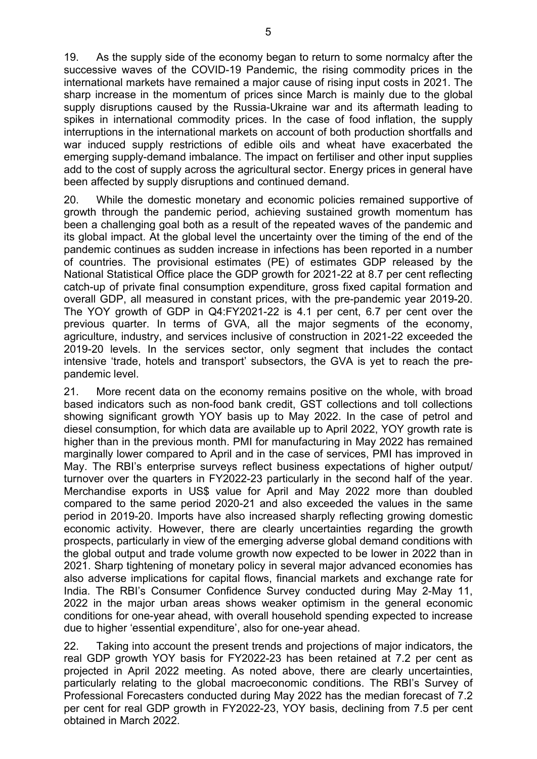19. As the supply side of the economy began to return to some normalcy after the successive waves of the COVID-19 Pandemic, the rising commodity prices in the international markets have remained a major cause of rising input costs in 2021. The sharp increase in the momentum of prices since March is mainly due to the global supply disruptions caused by the Russia-Ukraine war and its aftermath leading to spikes in international commodity prices. In the case of food inflation, the supply interruptions in the international markets on account of both production shortfalls and war induced supply restrictions of edible oils and wheat have exacerbated the emerging supply-demand imbalance. The impact on fertiliser and other input supplies add to the cost of supply across the agricultural sector. Energy prices in general have been affected by supply disruptions and continued demand.

20. While the domestic monetary and economic policies remained supportive of growth through the pandemic period, achieving sustained growth momentum has been a challenging goal both as a result of the repeated waves of the pandemic and its global impact. At the global level the uncertainty over the timing of the end of the pandemic continues as sudden increase in infections has been reported in a number of countries. The provisional estimates (PE) of estimates GDP released by the National Statistical Office place the GDP growth for 2021-22 at 8.7 per cent reflecting catch-up of private final consumption expenditure, gross fixed capital formation and overall GDP, all measured in constant prices, with the pre-pandemic year 2019-20. The YOY growth of GDP in Q4:FY2021-22 is 4.1 per cent, 6.7 per cent over the previous quarter. In terms of GVA, all the major segments of the economy, agriculture, industry, and services inclusive of construction in 2021-22 exceeded the 2019-20 levels. In the services sector, only segment that includes the contact intensive 'trade, hotels and transport' subsectors, the GVA is yet to reach the pre-pandemic level.

21. More recent data on the economy remains positive on the whole, with broad based indicators such as non-food bank credit, GST collections and toll collections showing significant growth YOY basis up to May 2022. In the case of petrol and diesel consumption, for which data are available up to April 2022, YOY growth rate is higher than in the previous month. PMI for manufacturing in May 2022 has remained marginally lower compared to April and in the case of services, PMI has improved in May. The RBI's enterprise surveys reflect business expectations of higher output/ turnover over the quarters in FY2022-23 particularly in the second half of the year. Merchandise exports in US$ value for April and May 2022 more than doubled compared to the same period 2020-21 and also exceeded the values in the same period in 2019-20. Imports have also increased sharply reflecting growing domestic economic activity. However, there are clearly uncertainties regarding the growth prospects, particularly in view of the emerging adverse global demand conditions with the global output and trade volume growth now expected to be lower in 2022 than in 2021. Sharp tightening of monetary policy in several major advanced economies has also adverse implications for capital flows, financial markets and exchange rate for India. The RBI's Consumer Confidence Survey conducted during May 2-May 11, 2022 in the major urban areas shows weaker optimism in the general economic conditions for one-year ahead, with overall household spending expected to increase due to higher 'essential expenditure', also for one-year ahead.

22. Taking into account the present trends and projections of major indicators, the real GDP growth YOY basis for FY2022-23 has been retained at 7.2 per cent as projected in April 2022 meeting. As noted above, there are clearly uncertainties, particularly relating to the global macroeconomic conditions. The RBI's Survey of Professional Forecasters conducted during May 2022 has the median forecast of 7.2 per cent for real GDP growth in FY2022-23, YOY basis, declining from 7.5 per cent obtained in March 2022.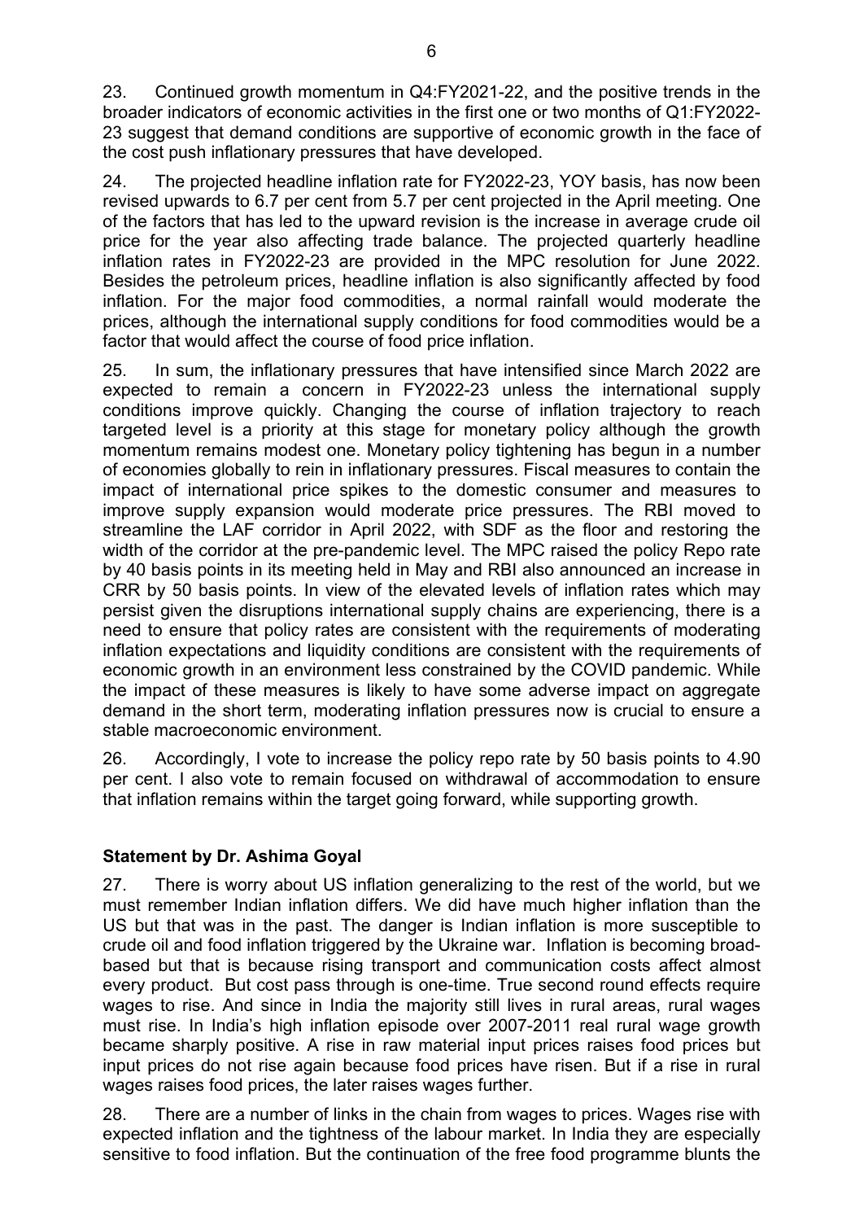23. Continued growth momentum in Q4:FY2021-22, and the positive trends in the broader indicators of economic activities in the first one or two months of Q1:FY2022-23 suggest that demand conditions are supportive of economic growth in the face of the cost push inflationary pressures that have developed.

24. The projected headline inflation rate for FY2022-23, YOY basis, has now been revised upwards to 6.7 per cent from 5.7 per cent projected in the April meeting. One of the factors that has led to the upward revision is the increase in average crude oil price for the year also affecting trade balance. The projected quarterly headline inflation rates in FY2022-23 are provided in the MPC resolution for June 2022. Besides the petroleum prices, headline inflation is also significantly affected by food inflation. For the major food commodities, a normal rainfall would moderate the prices, although the international supply conditions for food commodities would be a factor that would affect the course of food price inflation.

25. In sum, the inflationary pressures that have intensified since March 2022 are expected to remain a concern in FY2022-23 unless the international supply conditions improve quickly. Changing the course of inflation trajectory to reach targeted level is a priority at this stage for monetary policy although the growth momentum remains modest one. Monetary policy tightening has begun in a number of economies globally to rein in inflationary pressures. Fiscal measures to contain the impact of international price spikes to the domestic consumer and measures to improve supply expansion would moderate price pressures. The RBI moved to streamline the LAF corridor in April 2022, with SDF as the floor and restoring the width of the corridor at the pre-pandemic level. The MPC raised the policy Repo rate by 40 basis points in its meeting held in May and RBI also announced an increase in CRR by 50 basis points. In view of the elevated levels of inflation rates which may persist given the disruptions international supply chains are experiencing, there is a need to ensure that policy rates are consistent with the requirements of moderating inflation expectations and liquidity conditions are consistent with the requirements of economic growth in an environment less constrained by the COVID pandemic. While the impact of these measures is likely to have some adverse impact on aggregate demand in the short term, moderating inflation pressures now is crucial to ensure a stable macroeconomic environment.

26. Accordingly, I vote to increase the policy repo rate by 50 basis points to 4.90 per cent. I also vote to remain focused on withdrawal of accommodation to ensure that inflation remains within the target going forward, while supporting growth.

**Statement by Dr. Ashima Goyal**

27. There is worry about US inflation generalizing to the rest of the world, but we must remember Indian inflation differs. We did have much higher inflation than the US but that was in the past. The danger is Indian inflation is more susceptible to crude oil and food inflation triggered by the Ukraine war. Inflation is becoming broad-based but that is because rising transport and communication costs affect almost every product. But cost pass through is one-time. True second round effects require wages to rise. And since in India the majority still lives in rural areas, rural wages must rise. In India's high inflation episode over 2007-2011 real rural wage growth became sharply positive. A rise in raw material input prices raises food prices but input prices do not rise again because food prices have risen. But if a rise in rural wages raises food prices, the later raises wages further.

28. There are a number of links in the chain from wages to prices. Wages rise with expected inflation and the tightness of the labour market. In India they are especially sensitive to food inflation. But the continuation of the free food programme blunts the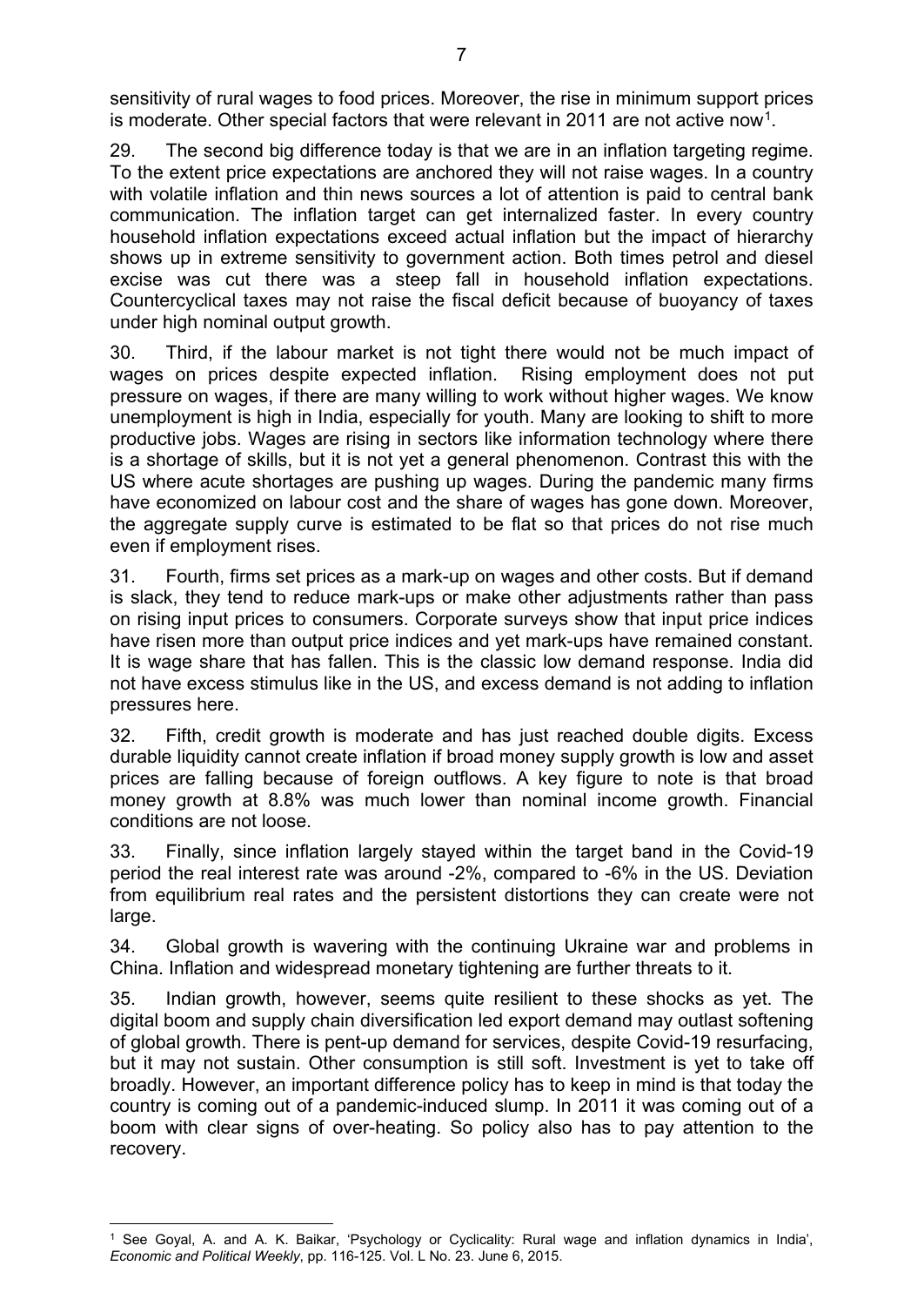sensitivity of rural wages to food prices. Moreover, the rise in minimum support prices is moderate. Other special factors that were relevant in 2011 are not active now[1].

29. The second big difference today is that we are in an inflation targeting regime. To the extent price expectations are anchored they will not raise wages. In a country with volatile inflation and thin news sources a lot of attention is paid to central bank communication. The inflation target can get internalized faster. In every country household inflation expectations exceed actual inflation but the impact of hierarchy shows up in extreme sensitivity to government action. Both times petrol and diesel excise was cut there was a steep fall in household inflation expectations. Countercyclical taxes may not raise the fiscal deficit because of buoyancy of taxes under high nominal output growth.

30. Third, if the labour market is not tight there would not be much impact of wages on prices despite expected inflation. Rising employment does not put pressure on wages, if there are many willing to work without higher wages. We know unemployment is high in India, especially for youth. Many are looking to shift to more productive jobs. Wages are rising in sectors like information technology where there is a shortage of skills, but it is not yet a general phenomenon. Contrast this with the US where acute shortages are pushing up wages. During the pandemic many firms have economized on labour cost and the share of wages has gone down. Moreover, the aggregate supply curve is estimated to be flat so that prices do not rise much even if employment rises.

31. Fourth, firms set prices as a mark-up on wages and other costs. But if demand is slack, they tend to reduce mark-ups or make other adjustments rather than pass on rising input prices to consumers. Corporate surveys show that input price indices have risen more than output price indices and yet mark-ups have remained constant. It is wage share that has fallen. This is the classic low demand response. India did not have excess stimulus like in the US, and excess demand is not adding to inflation pressures here.

32. Fifth, credit growth is moderate and has just reached double digits. Excess durable liquidity cannot create inflation if broad money supply growth is low and asset prices are falling because of foreign outflows. A key figure to note is that broad money growth at 8.8% was much lower than nominal income growth. Financial conditions are not loose.

33. Finally, since inflation largely stayed within the target band in the Covid-19 period the real interest rate was around -2%, compared to -6% in the US. Deviation from equilibrium real rates and the persistent distortions they can create were not large.

34. Global growth is wavering with the continuing Ukraine war and problems in China. Inflation and widespread monetary tightening are further threats to it.

35. Indian growth, however, seems quite resilient to these shocks as yet. The digital boom and supply chain diversification led export demand may outlast softening of global growth. There is pent-up demand for services, despite Covid-19 resurfacing, but it may not sustain. Other consumption is still soft. Investment is yet to take off broadly. However, an important difference policy has to keep in mind is that today the country is coming out of a pandemic-induced slump. In 2011 it was coming out of a boom with clear signs of over-heating. So policy also has to pay attention to the recovery.

---

[1] See Goyal, A. and A. K. Baikar, 'Psychology or Cyclicality: Rural wage and inflation dynamics in India', *Economic and Political Weekly*, pp. 116-125. Vol. L No. 23. June 6, 2015.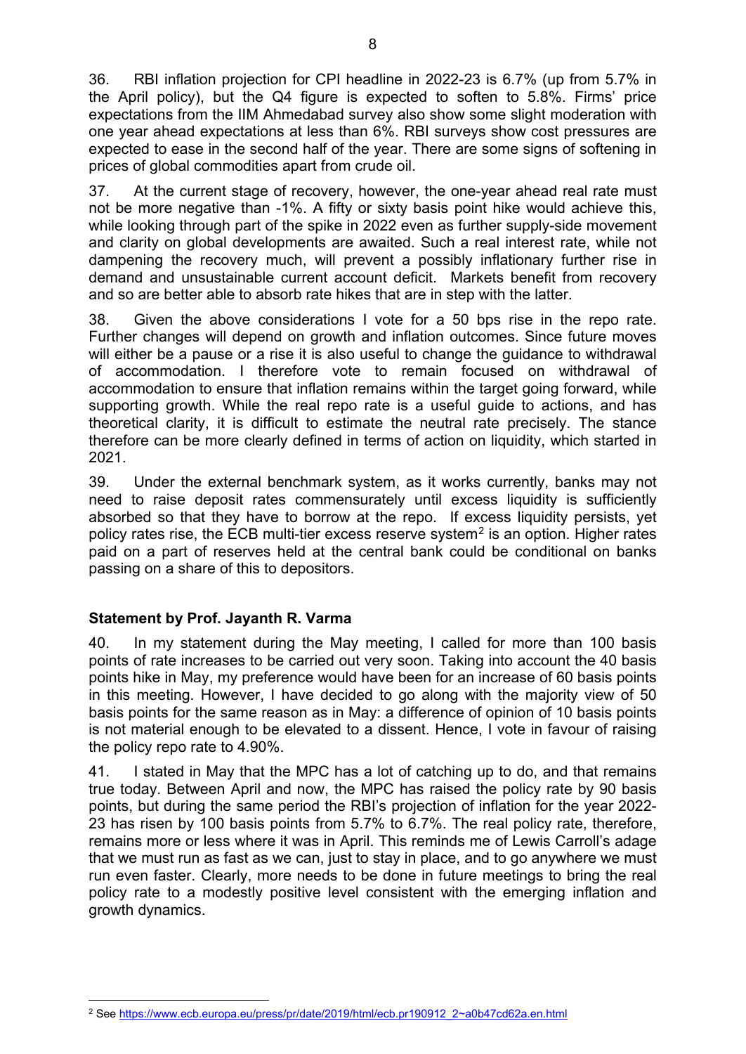36. RBI inflation projection for CPI headline in 2022-23 is 6.7% (up from 5.7% in the April policy), but the Q4 figure is expected to soften to 5.8%. Firms' price expectations from the IIM Ahmedabad survey also show some slight moderation with one year ahead expectations at less than 6%. RBI surveys show cost pressures are expected to ease in the second half of the year. There are some signs of softening in prices of global commodities apart from crude oil.

37. At the current stage of recovery, however, the one-year ahead real rate must not be more negative than -1%. A fifty or sixty basis point hike would achieve this, while looking through part of the spike in 2022 even as further supply-side movement and clarity on global developments are awaited. Such a real interest rate, while not dampening the recovery much, will prevent a possibly inflationary further rise in demand and unsustainable current account deficit. Markets benefit from recovery and so are better able to absorb rate hikes that are in step with the latter.

38. Given the above considerations I vote for a 50 bps rise in the repo rate. Further changes will depend on growth and inflation outcomes. Since future moves will either be a pause or a rise it is also useful to change the guidance to withdrawal of accommodation. I therefore vote to remain focused on withdrawal of accommodation to ensure that inflation remains within the target going forward, while supporting growth. While the real repo rate is a useful guide to actions, and has theoretical clarity, it is difficult to estimate the neutral rate precisely. The stance therefore can be more clearly defined in terms of action on liquidity, which started in 2021.

39. Under the external benchmark system, as it works currently, banks may not need to raise deposit rates commensurately until excess liquidity is sufficiently absorbed so that they have to borrow at the repo. If excess liquidity persists, yet policy rates rise, the ECB multi-tier excess reserve system[2] is an option. Higher rates paid on a part of reserves held at the central bank could be conditional on banks passing on a share of this to depositors.

**Statement by Prof. Jayanth R. Varma**

40. In my statement during the May meeting, I called for more than 100 basis points of rate increases to be carried out very soon. Taking into account the 40 basis points hike in May, my preference would have been for an increase of 60 basis points in this meeting. However, I have decided to go along with the majority view of 50 basis points for the same reason as in May: a difference of opinion of 10 basis points is not material enough to be elevated to a dissent. Hence, I vote in favour of raising the policy repo rate to 4.90%.

41. I stated in May that the MPC has a lot of catching up to do, and that remains true today. Between April and now, the MPC has raised the policy rate by 90 basis points, but during the same period the RBI's projection of inflation for the year 2022-23 has risen by 100 basis points from 5.7% to 6.7%. The real policy rate, therefore, remains more or less where it was in April. This reminds me of Lewis Carroll's adage that we must run as fast as we can, just to stay in place, and to go anywhere we must run even faster. Clearly, more needs to be done in future meetings to bring the real policy rate to a modestly positive level consistent with the emerging inflation and growth dynamics.

---

[2] See https://www.ecb.europa.eu/press/pr/date/2019/html/ecb.pr190912_2~a0b47cd62a.en.html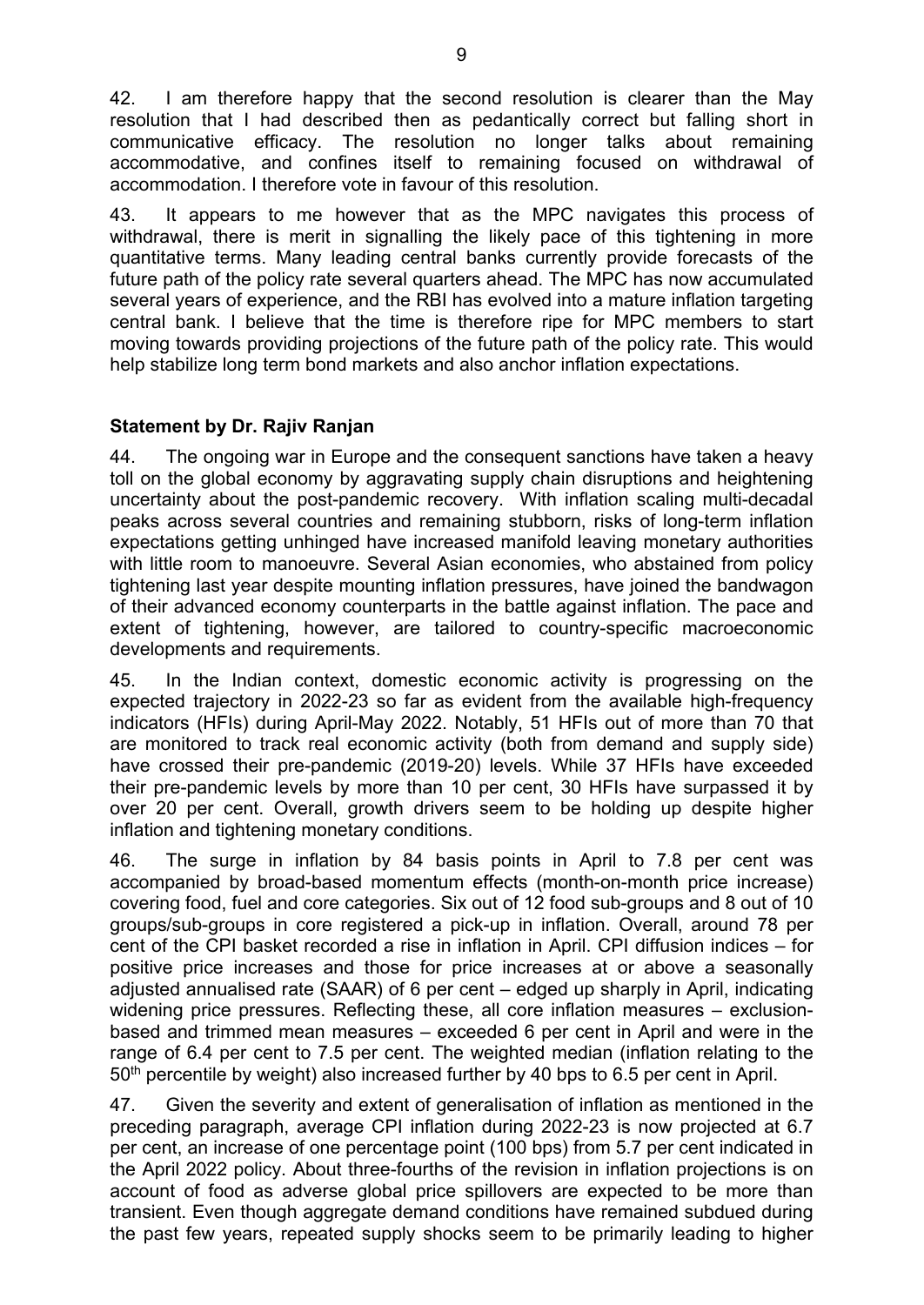42. I am therefore happy that the second resolution is clearer than the May resolution that I had described then as pedantically correct but falling short in communicative efficacy. The resolution no longer talks about remaining accommodative, and confines itself to remaining focused on withdrawal of accommodation. I therefore vote in favour of this resolution.

43. It appears to me however that as the MPC navigates this process of withdrawal, there is merit in signalling the likely pace of this tightening in more quantitative terms. Many leading central banks currently provide forecasts of the future path of the policy rate several quarters ahead. The MPC has now accumulated several years of experience, and the RBI has evolved into a mature inflation targeting central bank. I believe that the time is therefore ripe for MPC members to start moving towards providing projections of the future path of the policy rate. This would help stabilize long term bond markets and also anchor inflation expectations.

**Statement by Dr. Rajiv Ranjan**

44. The ongoing war in Europe and the consequent sanctions have taken a heavy toll on the global economy by aggravating supply chain disruptions and heightening uncertainty about the post-pandemic recovery. With inflation scaling multi-decadal peaks across several countries and remaining stubborn, risks of long-term inflation expectations getting unhinged have increased manifold leaving monetary authorities with little room to manoeuvre. Several Asian economies, who abstained from policy tightening last year despite mounting inflation pressures, have joined the bandwagon of their advanced economy counterparts in the battle against inflation. The pace and extent of tightening, however, are tailored to country-specific macroeconomic developments and requirements.

45. In the Indian context, domestic economic activity is progressing on the expected trajectory in 2022-23 so far as evident from the available high-frequency indicators (HFIs) during April-May 2022. Notably, 51 HFIs out of more than 70 that are monitored to track real economic activity (both from demand and supply side) have crossed their pre-pandemic (2019-20) levels. While 37 HFIs have exceeded their pre-pandemic levels by more than 10 per cent, 30 HFIs have surpassed it by over 20 per cent. Overall, growth drivers seem to be holding up despite higher inflation and tightening monetary conditions.

46. The surge in inflation by 84 basis points in April to 7.8 per cent was accompanied by broad-based momentum effects (month-on-month price increase) covering food, fuel and core categories. Six out of 12 food sub-groups and 8 out of 10 groups/sub-groups in core registered a pick-up in inflation. Overall, around 78 per cent of the CPI basket recorded a rise in inflation in April. CPI diffusion indices – for positive price increases and those for price increases at or above a seasonally adjusted annualised rate (SAAR) of 6 per cent – edged up sharply in April, indicating widening price pressures. Reflecting these, all core inflation measures – exclusion-based and trimmed mean measures – exceeded 6 per cent in April and were in the range of 6.4 per cent to 7.5 per cent. The weighted median (inflation relating to the 50th percentile by weight) also increased further by 40 bps to 6.5 per cent in April.

47. Given the severity and extent of generalisation of inflation as mentioned in the preceding paragraph, average CPI inflation during 2022-23 is now projected at 6.7 per cent, an increase of one percentage point (100 bps) from 5.7 per cent indicated in the April 2022 policy. About three-fourths of the revision in inflation projections is on account of food as adverse global price spillovers are expected to be more than transient. Even though aggregate demand conditions have remained subdued during the past few years, repeated supply shocks seem to be primarily leading to higher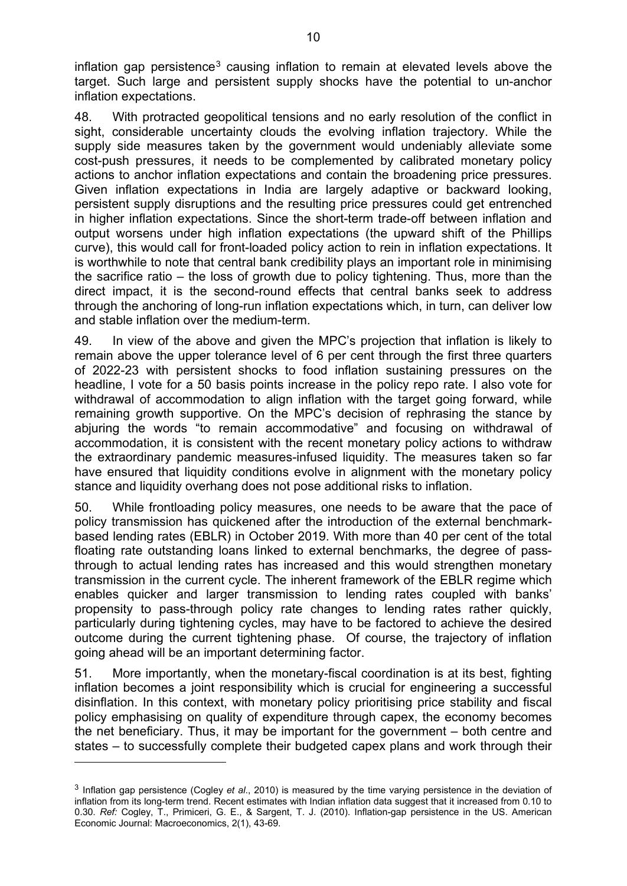inflation gap persistence[3] causing inflation to remain at elevated levels above the target. Such large and persistent supply shocks have the potential to un-anchor inflation expectations.

48. With protracted geopolitical tensions and no early resolution of the conflict in sight, considerable uncertainty clouds the evolving inflation trajectory. While the supply side measures taken by the government would undeniably alleviate some cost-push pressures, it needs to be complemented by calibrated monetary policy actions to anchor inflation expectations and contain the broadening price pressures. Given inflation expectations in India are largely adaptive or backward looking, persistent supply disruptions and the resulting price pressures could get entrenched in higher inflation expectations. Since the short-term trade-off between inflation and output worsens under high inflation expectations (the upward shift of the Phillips curve), this would call for front-loaded policy action to rein in inflation expectations. It is worthwhile to note that central bank credibility plays an important role in minimising the sacrifice ratio – the loss of growth due to policy tightening. Thus, more than the direct impact, it is the second-round effects that central banks seek to address through the anchoring of long-run inflation expectations which, in turn, can deliver low and stable inflation over the medium-term.

49. In view of the above and given the MPC's projection that inflation is likely to remain above the upper tolerance level of 6 per cent through the first three quarters of 2022-23 with persistent shocks to food inflation sustaining pressures on the headline, I vote for a 50 basis points increase in the policy repo rate. I also vote for withdrawal of accommodation to align inflation with the target going forward, while remaining growth supportive. On the MPC's decision of rephrasing the stance by abjuring the words "to remain accommodative" and focusing on withdrawal of accommodation, it is consistent with the recent monetary policy actions to withdraw the extraordinary pandemic measures-infused liquidity. The measures taken so far have ensured that liquidity conditions evolve in alignment with the monetary policy stance and liquidity overhang does not pose additional risks to inflation.

50. While frontloading policy measures, one needs to be aware that the pace of policy transmission has quickened after the introduction of the external benchmark-based lending rates (EBLR) in October 2019. With more than 40 per cent of the total floating rate outstanding loans linked to external benchmarks, the degree of pass-through to actual lending rates has increased and this would strengthen monetary transmission in the current cycle. The inherent framework of the EBLR regime which enables quicker and larger transmission to lending rates coupled with banks' propensity to pass-through policy rate changes to lending rates rather quickly, particularly during tightening cycles, may have to be factored to achieve the desired outcome during the current tightening phase. Of course, the trajectory of inflation going ahead will be an important determining factor.

51. More importantly, when the monetary-fiscal coordination is at its best, fighting inflation becomes a joint responsibility which is crucial for engineering a successful disinflation. In this context, with monetary policy prioritising price stability and fiscal policy emphasising on quality of expenditure through capex, the economy becomes the net beneficiary. Thus, it may be important for the government – both centre and states – to successfully complete their budgeted capex plans and work through their

---

[3] Inflation gap persistence (Cogley *et al*., 2010) is measured by the time varying persistence in the deviation of inflation from its long-term trend. Recent estimates with Indian inflation data suggest that it increased from 0.10 to 0.30. *Ref:* Cogley, T., Primiceri, G. E., & Sargent, T. J. (2010). Inflation-gap persistence in the US. American Economic Journal: Macroeconomics, 2(1), 43-69.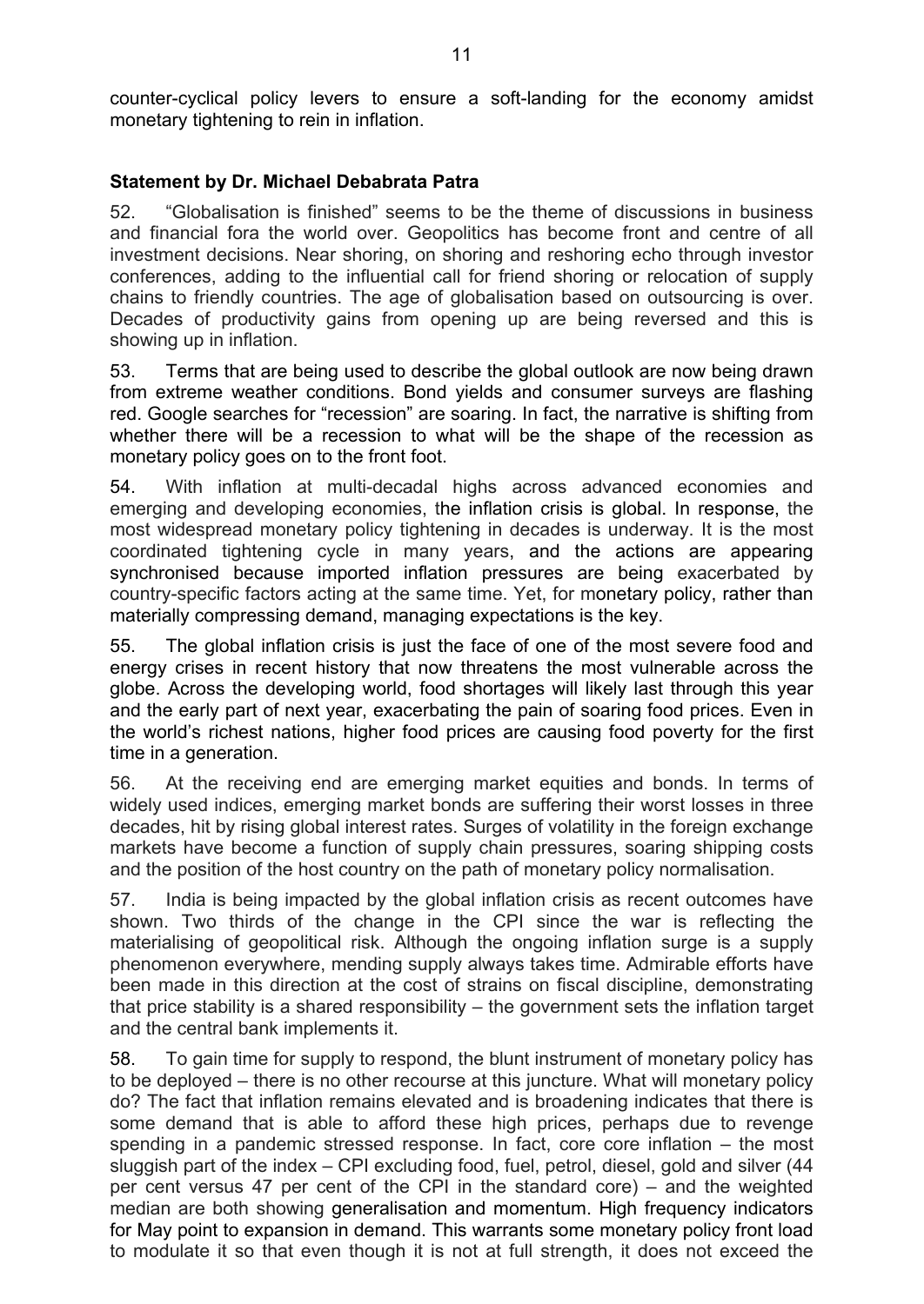counter-cyclical policy levers to ensure a soft-landing for the economy amidst monetary tightening to rein in inflation.

**Statement by Dr. Michael Debabrata Patra**

52. "Globalisation is finished" seems to be the theme of discussions in business and financial fora the world over. Geopolitics has become front and centre of all investment decisions. Near shoring, on shoring and reshoring echo through investor conferences, adding to the influential call for friend shoring or relocation of supply chains to friendly countries. The age of globalisation based on outsourcing is over. Decades of productivity gains from opening up are being reversed and this is showing up in inflation.

53. Terms that are being used to describe the global outlook are now being drawn from extreme weather conditions. Bond yields and consumer surveys are flashing red. Google searches for "recession" are soaring. In fact, the narrative is shifting from whether there will be a recession to what will be the shape of the recession as monetary policy goes on to the front foot.

54. With inflation at multi-decadal highs across advanced economies and emerging and developing economies, the inflation crisis is global. In response, the most widespread monetary policy tightening in decades is underway. It is the most coordinated tightening cycle in many years, and the actions are appearing synchronised because imported inflation pressures are being exacerbated by country-specific factors acting at the same time. Yet, for monetary policy, rather than materially compressing demand, managing expectations is the key.

55. The global inflation crisis is just the face of one of the most severe food and energy crises in recent history that now threatens the most vulnerable across the globe. Across the developing world, food shortages will likely last through this year and the early part of next year, exacerbating the pain of soaring food prices. Even in the world's richest nations, higher food prices are causing food poverty for the first time in a generation.

56. At the receiving end are emerging market equities and bonds. In terms of widely used indices, emerging market bonds are suffering their worst losses in three decades, hit by rising global interest rates. Surges of volatility in the foreign exchange markets have become a function of supply chain pressures, soaring shipping costs and the position of the host country on the path of monetary policy normalisation.

57. India is being impacted by the global inflation crisis as recent outcomes have shown. Two thirds of the change in the CPI since the war is reflecting the materialising of geopolitical risk. Although the ongoing inflation surge is a supply phenomenon everywhere, mending supply always takes time. Admirable efforts have been made in this direction at the cost of strains on fiscal discipline, demonstrating that price stability is a shared responsibility – the government sets the inflation target and the central bank implements it.

58. To gain time for supply to respond, the blunt instrument of monetary policy has to be deployed – there is no other recourse at this juncture. What will monetary policy do? The fact that inflation remains elevated and is broadening indicates that there is some demand that is able to afford these high prices, perhaps due to revenge spending in a pandemic stressed response. In fact, core core inflation – the most sluggish part of the index – CPI excluding food, fuel, petrol, diesel, gold and silver (44 per cent versus 47 per cent of the CPI in the standard core) – and the weighted median are both showing generalisation and momentum. High frequency indicators for May point to expansion in demand. This warrants some monetary policy front load to modulate it so that even though it is not at full strength, it does not exceed the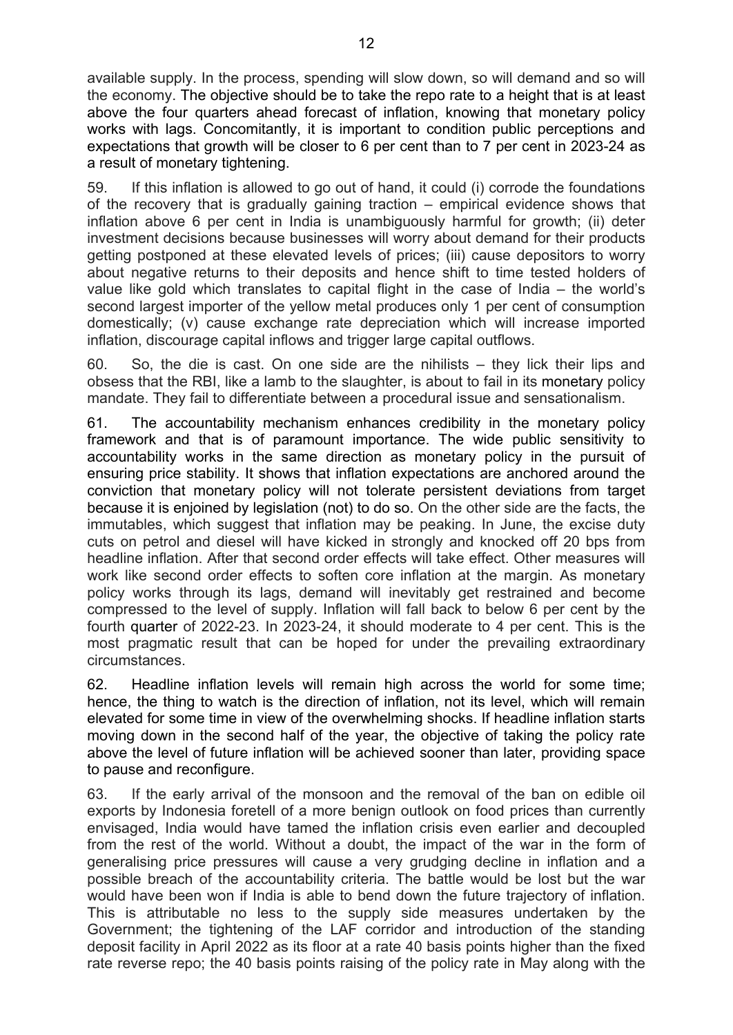available supply. In the process, spending will slow down, so will demand and so will the economy. The objective should be to take the repo rate to a height that is at least above the four quarters ahead forecast of inflation, knowing that monetary policy works with lags. Concomitantly, it is important to condition public perceptions and expectations that growth will be closer to 6 per cent than to 7 per cent in 2023-24 as a result of monetary tightening.

59. If this inflation is allowed to go out of hand, it could (i) corrode the foundations of the recovery that is gradually gaining traction – empirical evidence shows that inflation above 6 per cent in India is unambiguously harmful for growth; (ii) deter investment decisions because businesses will worry about demand for their products getting postponed at these elevated levels of prices; (iii) cause depositors to worry about negative returns to their deposits and hence shift to time tested holders of value like gold which translates to capital flight in the case of India – the world's second largest importer of the yellow metal produces only 1 per cent of consumption domestically; (v) cause exchange rate depreciation which will increase imported inflation, discourage capital inflows and trigger large capital outflows.

60. So, the die is cast. On one side are the nihilists – they lick their lips and obsess that the RBI, like a lamb to the slaughter, is about to fail in its monetary policy mandate. They fail to differentiate between a procedural issue and sensationalism.

61. The accountability mechanism enhances credibility in the monetary policy framework and that is of paramount importance. The wide public sensitivity to accountability works in the same direction as monetary policy in the pursuit of ensuring price stability. It shows that inflation expectations are anchored around the conviction that monetary policy will not tolerate persistent deviations from target because it is enjoined by legislation (not) to do so. On the other side are the facts, the immutables, which suggest that inflation may be peaking. In June, the excise duty cuts on petrol and diesel will have kicked in strongly and knocked off 20 bps from headline inflation. After that second order effects will take effect. Other measures will work like second order effects to soften core inflation at the margin. As monetary policy works through its lags, demand will inevitably get restrained and become compressed to the level of supply. Inflation will fall back to below 6 per cent by the fourth quarter of 2022-23. In 2023-24, it should moderate to 4 per cent. This is the most pragmatic result that can be hoped for under the prevailing extraordinary circumstances.

62. Headline inflation levels will remain high across the world for some time; hence, the thing to watch is the direction of inflation, not its level, which will remain elevated for some time in view of the overwhelming shocks. If headline inflation starts moving down in the second half of the year, the objective of taking the policy rate above the level of future inflation will be achieved sooner than later, providing space to pause and reconfigure.

63. If the early arrival of the monsoon and the removal of the ban on edible oil exports by Indonesia foretell of a more benign outlook on food prices than currently envisaged, India would have tamed the inflation crisis even earlier and decoupled from the rest of the world. Without a doubt, the impact of the war in the form of generalising price pressures will cause a very grudging decline in inflation and a possible breach of the accountability criteria. The battle would be lost but the war would have been won if India is able to bend down the future trajectory of inflation. This is attributable no less to the supply side measures undertaken by the Government; the tightening of the LAF corridor and introduction of the standing deposit facility in April 2022 as its floor at a rate 40 basis points higher than the fixed rate reverse repo; the 40 basis points raising of the policy rate in May along with the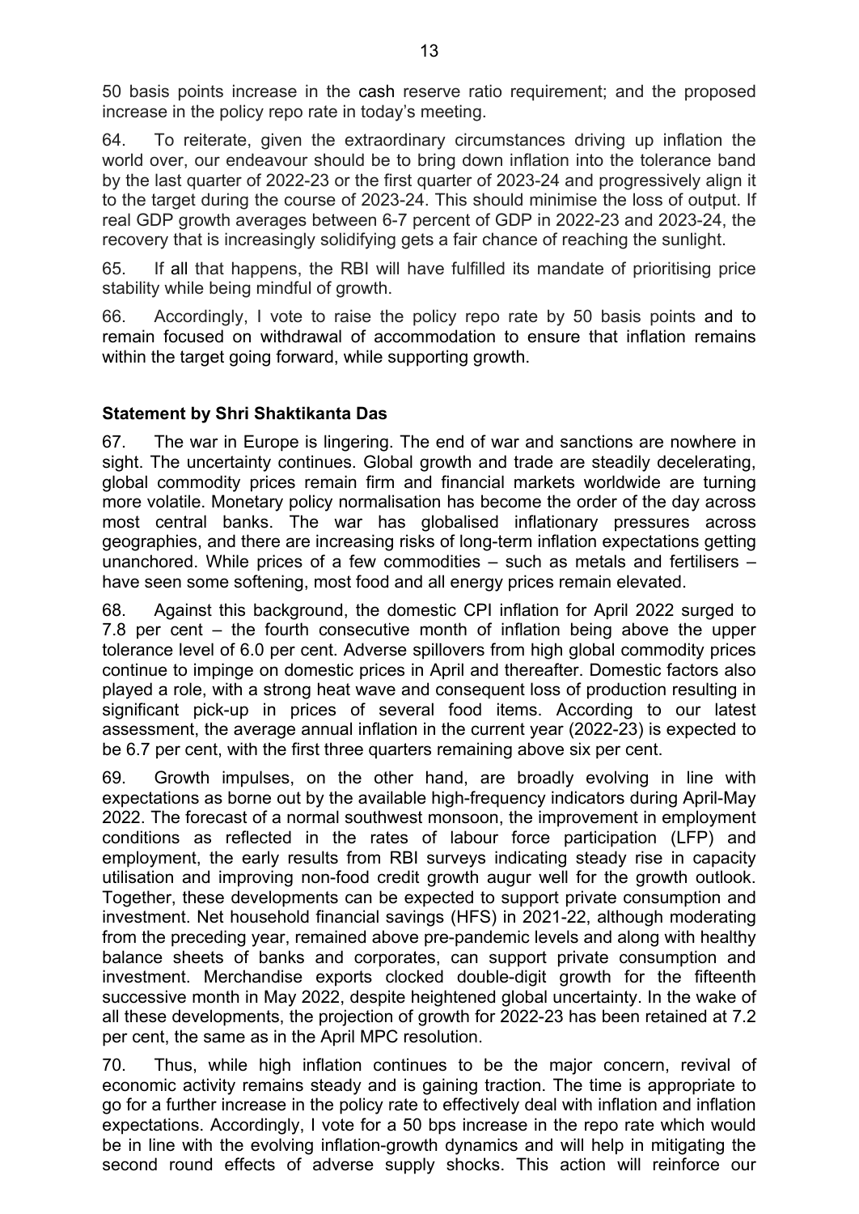50 basis points increase in the cash reserve ratio requirement; and the proposed increase in the policy repo rate in today's meeting.

64. To reiterate, given the extraordinary circumstances driving up inflation the world over, our endeavour should be to bring down inflation into the tolerance band by the last quarter of 2022-23 or the first quarter of 2023-24 and progressively align it to the target during the course of 2023-24. This should minimise the loss of output. If real GDP growth averages between 6-7 percent of GDP in 2022-23 and 2023-24, the recovery that is increasingly solidifying gets a fair chance of reaching the sunlight.

65. If all that happens, the RBI will have fulfilled its mandate of prioritising price stability while being mindful of growth.

66. Accordingly, I vote to raise the policy repo rate by 50 basis points and to remain focused on withdrawal of accommodation to ensure that inflation remains within the target going forward, while supporting growth.

**Statement by Shri Shaktikanta Das**

67. The war in Europe is lingering. The end of war and sanctions are nowhere in sight. The uncertainty continues. Global growth and trade are steadily decelerating, global commodity prices remain firm and financial markets worldwide are turning more volatile. Monetary policy normalisation has become the order of the day across most central banks. The war has globalised inflationary pressures across geographies, and there are increasing risks of long-term inflation expectations getting unanchored. While prices of a few commodities – such as metals and fertilisers – have seen some softening, most food and all energy prices remain elevated.

68. Against this background, the domestic CPI inflation for April 2022 surged to 7.8 per cent – the fourth consecutive month of inflation being above the upper tolerance level of 6.0 per cent. Adverse spillovers from high global commodity prices continue to impinge on domestic prices in April and thereafter. Domestic factors also played a role, with a strong heat wave and consequent loss of production resulting in significant pick-up in prices of several food items. According to our latest assessment, the average annual inflation in the current year (2022-23) is expected to be 6.7 per cent, with the first three quarters remaining above six per cent.

69. Growth impulses, on the other hand, are broadly evolving in line with expectations as borne out by the available high-frequency indicators during April-May 2022. The forecast of a normal southwest monsoon, the improvement in employment conditions as reflected in the rates of labour force participation (LFP) and employment, the early results from RBI surveys indicating steady rise in capacity utilisation and improving non-food credit growth augur well for the growth outlook. Together, these developments can be expected to support private consumption and investment. Net household financial savings (HFS) in 2021-22, although moderating from the preceding year, remained above pre-pandemic levels and along with healthy balance sheets of banks and corporates, can support private consumption and investment. Merchandise exports clocked double-digit growth for the fifteenth successive month in May 2022, despite heightened global uncertainty. In the wake of all these developments, the projection of growth for 2022-23 has been retained at 7.2 per cent, the same as in the April MPC resolution.

70. Thus, while high inflation continues to be the major concern, revival of economic activity remains steady and is gaining traction. The time is appropriate to go for a further increase in the policy rate to effectively deal with inflation and inflation expectations. Accordingly, I vote for a 50 bps increase in the repo rate which would be in line with the evolving inflation-growth dynamics and will help in mitigating the second round effects of adverse supply shocks. This action will reinforce our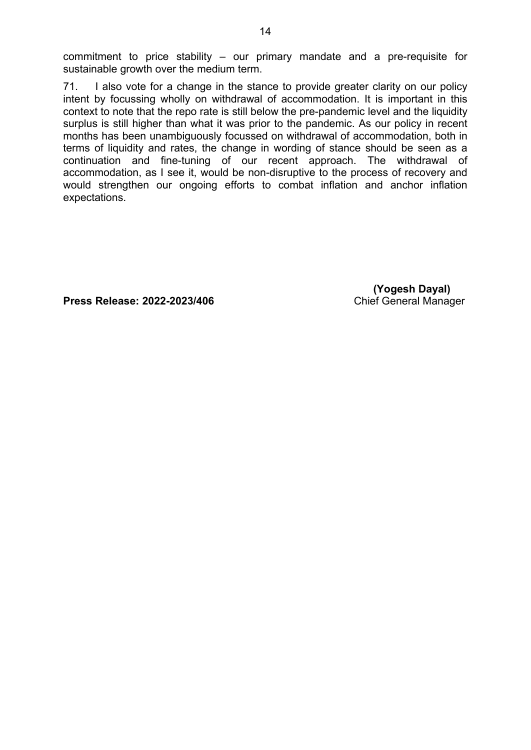commitment to price stability – our primary mandate and a pre-requisite for sustainable growth over the medium term.

71. I also vote for a change in the stance to provide greater clarity on our policy intent by focussing wholly on withdrawal of accommodation. It is important in this context to note that the repo rate is still below the pre-pandemic level and the liquidity surplus is still higher than what it was prior to the pandemic. As our policy in recent months has been unambiguously focussed on withdrawal of accommodation, both in terms of liquidity and rates, the change in wording of stance should be seen as a continuation and fine-tuning of our recent approach. The withdrawal of accommodation, as I see it, would be non-disruptive to the process of recovery and would strengthen our ongoing efforts to combat inflation and anchor inflation expectations.

**(Yogesh Dayal)**
Chief General Manager

**Press Release: 2022-2023/406**